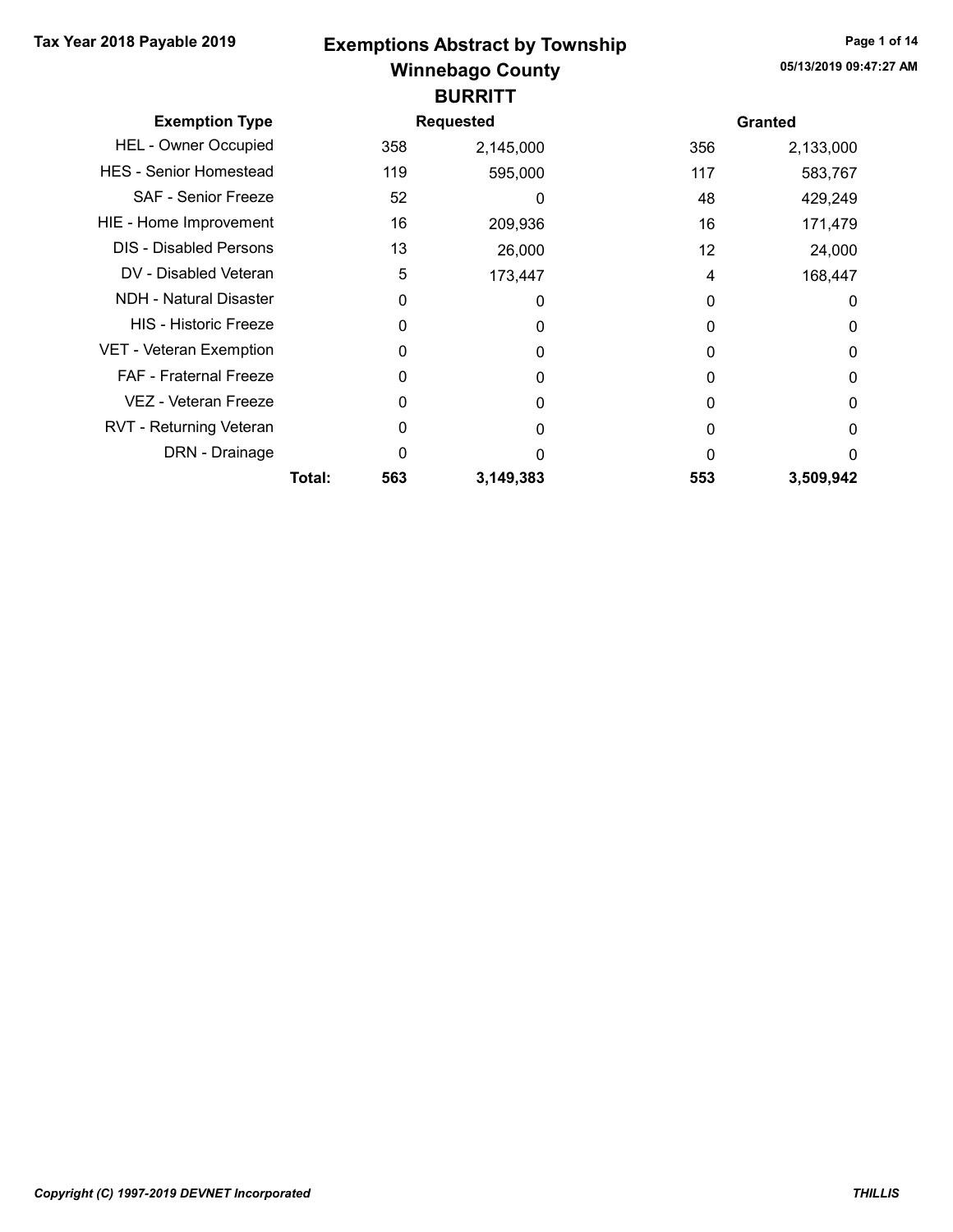Tax Year 2018 Payable 2019

# Exemptions Abstract by Township

## Winnebago County

### BURRITT

05/13/2019 09:47:27 AM

| Exemption Type | Requested | | Granted | |
|---|---|---|---|---|
| HEL - Owner Occupied | 358 | 2,145,000 | 356 | 2,133,000 |
| HES - Senior Homestead | 119 | 595,000 | 117 | 583,767 |
| SAF - Senior Freeze | 52 | 0 | 48 | 429,249 |
| HIE - Home Improvement | 16 | 209,936 | 16 | 171,479 |
| DIS - Disabled Persons | 13 | 26,000 | 12 | 24,000 |
| DV - Disabled Veteran | 5 | 173,447 | 4 | 168,447 |
| NDH - Natural Disaster | 0 | 0 | 0 | 0 |
| HIS - Historic Freeze | 0 | 0 | 0 | 0 |
| VET - Veteran Exemption | 0 | 0 | 0 | 0 |
| FAF - Fraternal Freeze | 0 | 0 | 0 | 0 |
| VEZ - Veteran Freeze | 0 | 0 | 0 | 0 |
| RVT - Returning Veteran | 0 | 0 | 0 | 0 |
| DRN - Drainage | 0 | 0 | 0 | 0 |
| **Total:** | **563** | **3,149,383** | **553** | **3,509,942** |

*Copyright (C) 1997-2019 DEVNET Incorporated*

***THILLIS***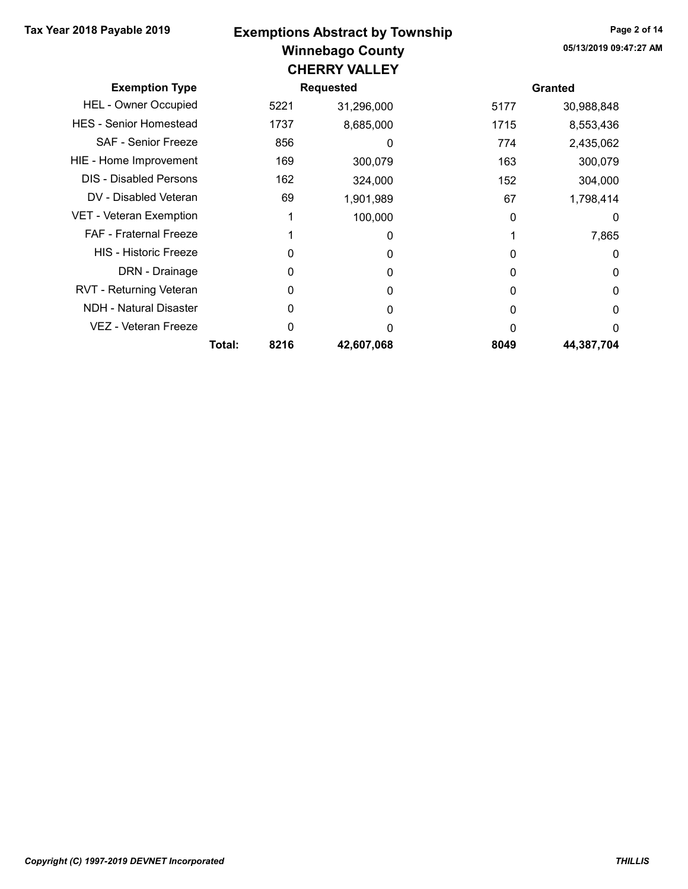# Exemptions Abstract by Township

## Winnebago County

### CHERRY VALLEY

| Exemption Type | | Requested | | Granted | |
|---|---|---|---|---|---|
| HEL - Owner Occupied | | 5221 | 31,296,000 | 5177 | 30,988,848 |
| HES - Senior Homestead | | 1737 | 8,685,000 | 1715 | 8,553,436 |
| SAF - Senior Freeze | | 856 | 0 | 774 | 2,435,062 |
| HIE - Home Improvement | | 169 | 300,079 | 163 | 300,079 |
| DIS - Disabled Persons | | 162 | 324,000 | 152 | 304,000 |
| DV - Disabled Veteran | | 69 | 1,901,989 | 67 | 1,798,414 |
| VET - Veteran Exemption | | 1 | 100,000 | 0 | 0 |
| FAF - Fraternal Freeze | | 1 | 0 | 1 | 7,865 |
| HIS - Historic Freeze | | 0 | 0 | 0 | 0 |
| DRN - Drainage | | 0 | 0 | 0 | 0 |
| RVT - Returning Veteran | | 0 | 0 | 0 | 0 |
| NDH - Natural Disaster | | 0 | 0 | 0 | 0 |
| VEZ - Veteran Freeze | | 0 | 0 | 0 | 0 |
| | **Total:** | **8216** | **42,607,068** | **8049** | **44,387,704** |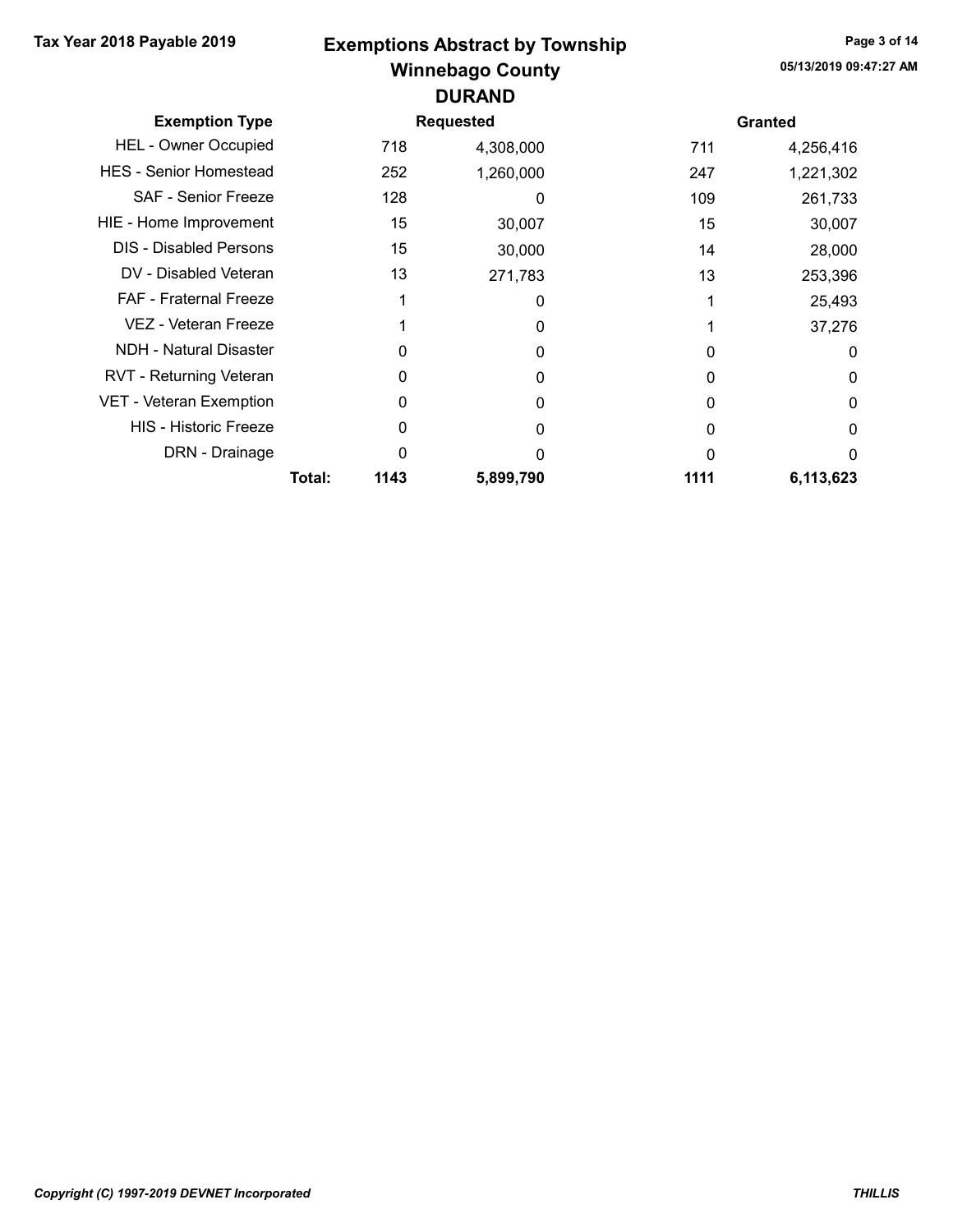# Exemptions Abstract by Township

## Winnebago County

### DURAND

Tax Year 2018 Payable 2019

05/13/2019 09:47:27 AM

| Exemption Type | | Requested | | Granted | |
|---|---|---|---|---|---|
| HEL - Owner Occupied | | 718 | 4,308,000 | 711 | 4,256,416 |
| HES - Senior Homestead | | 252 | 1,260,000 | 247 | 1,221,302 |
| SAF - Senior Freeze | | 128 | 0 | 109 | 261,733 |
| HIE - Home Improvement | | 15 | 30,007 | 15 | 30,007 |
| DIS - Disabled Persons | | 15 | 30,000 | 14 | 28,000 |
| DV - Disabled Veteran | | 13 | 271,783 | 13 | 253,396 |
| FAF - Fraternal Freeze | | 1 | 0 | 1 | 25,493 |
| VEZ - Veteran Freeze | | 1 | 0 | 1 | 37,276 |
| NDH - Natural Disaster | | 0 | 0 | 0 | 0 |
| RVT - Returning Veteran | | 0 | 0 | 0 | 0 |
| VET - Veteran Exemption | | 0 | 0 | 0 | 0 |
| HIS - Historic Freeze | | 0 | 0 | 0 | 0 |
| DRN - Drainage | | 0 | 0 | 0 | 0 |
| | **Total:** | **1143** | **5,899,790** | **1111** | **6,113,623** |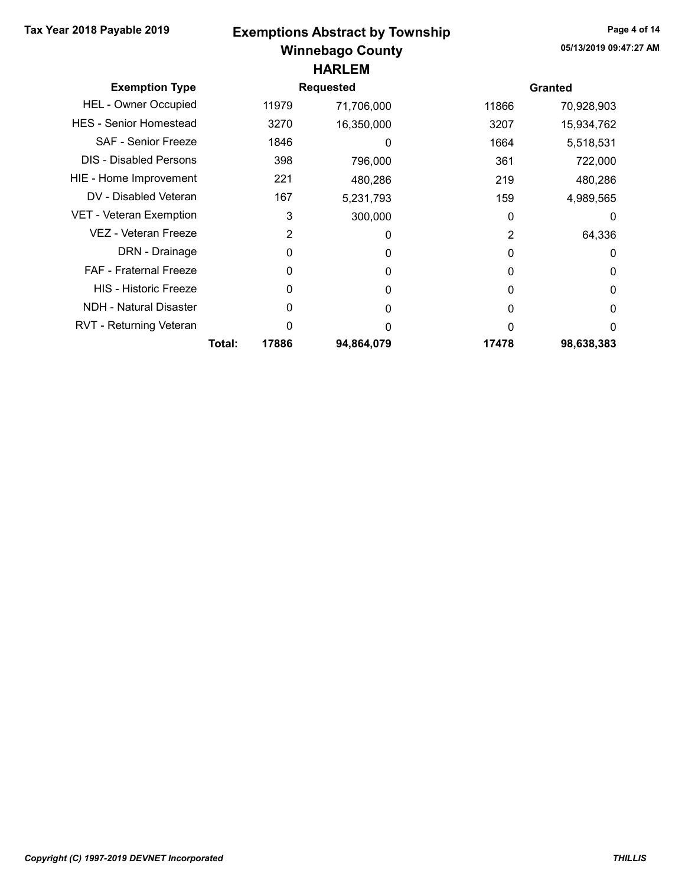# Exemptions Abstract by Township
## Winnebago County
### HARLEM

Tax Year 2018 Payable 2019

| Exemption Type | Requested | | Granted | |
|---|---|---|---|---|
| HEL - Owner Occupied | 11979 | 71,706,000 | 11866 | 70,928,903 |
| HES - Senior Homestead | 3270 | 16,350,000 | 3207 | 15,934,762 |
| SAF - Senior Freeze | 1846 | 0 | 1664 | 5,518,531 |
| DIS - Disabled Persons | 398 | 796,000 | 361 | 722,000 |
| HIE - Home Improvement | 221 | 480,286 | 219 | 480,286 |
| DV - Disabled Veteran | 167 | 5,231,793 | 159 | 4,989,565 |
| VET - Veteran Exemption | 3 | 300,000 | 0 | 0 |
| VEZ - Veteran Freeze | 2 | 0 | 2 | 64,336 |
| DRN - Drainage | 0 | 0 | 0 | 0 |
| FAF - Fraternal Freeze | 0 | 0 | 0 | 0 |
| HIS - Historic Freeze | 0 | 0 | 0 | 0 |
| NDH - Natural Disaster | 0 | 0 | 0 | 0 |
| RVT - Returning Veteran | 0 | 0 | 0 | 0 |
| **Total:** | **17886** | **94,864,079** | **17478** | **98,638,383** |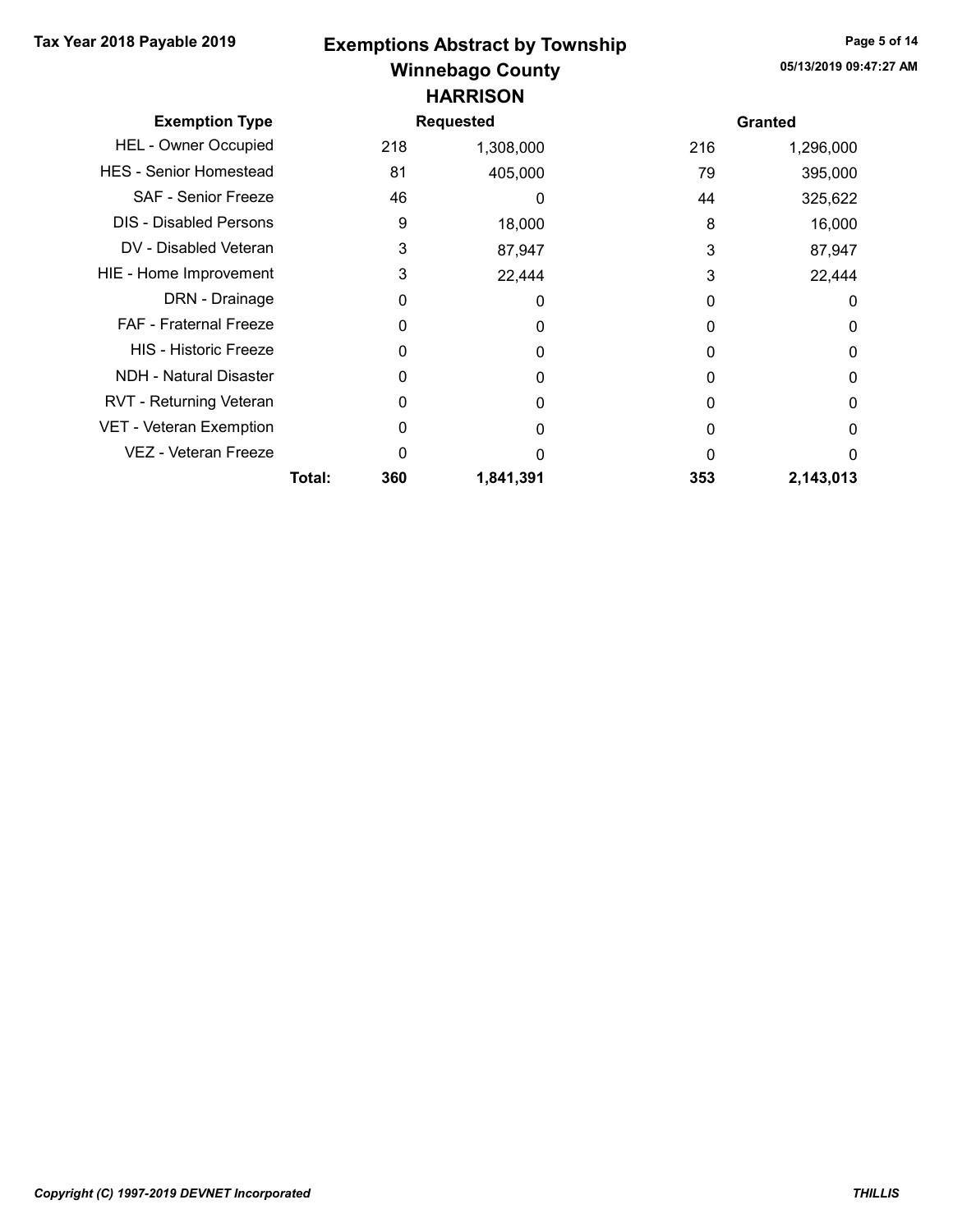# Exemptions Abstract by Township

## Winnebago County

### HARRISON

Tax Year 2018 Payable 2019

| Exemption Type | Requested | | Granted | |
|---|---|---|---|---|
| HEL - Owner Occupied | 218 | 1,308,000 | 216 | 1,296,000 |
| HES - Senior Homestead | 81 | 405,000 | 79 | 395,000 |
| SAF - Senior Freeze | 46 | 0 | 44 | 325,622 |
| DIS - Disabled Persons | 9 | 18,000 | 8 | 16,000 |
| DV - Disabled Veteran | 3 | 87,947 | 3 | 87,947 |
| HIE - Home Improvement | 3 | 22,444 | 3 | 22,444 |
| DRN - Drainage | 0 | 0 | 0 | 0 |
| FAF - Fraternal Freeze | 0 | 0 | 0 | 0 |
| HIS - Historic Freeze | 0 | 0 | 0 | 0 |
| NDH - Natural Disaster | 0 | 0 | 0 | 0 |
| RVT - Returning Veteran | 0 | 0 | 0 | 0 |
| VET - Veteran Exemption | 0 | 0 | 0 | 0 |
| VEZ - Veteran Freeze | 0 | 0 | 0 | 0 |
| **Total:** | **360** | **1,841,391** | **353** | **2,143,013** |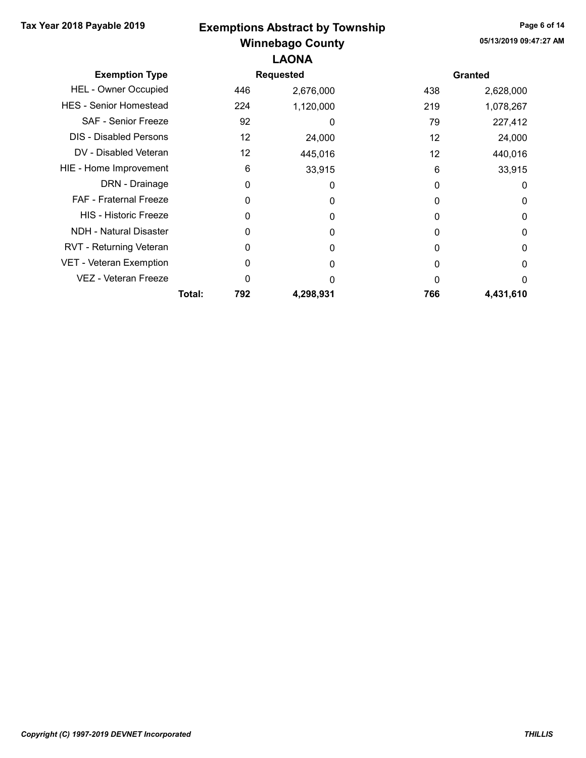**Tax Year 2018 Payable 2019**

# Exemptions Abstract by Township
## Winnebago County
## LAONA

05/13/2019 09:47:27 AM

| Exemption Type | | Requested | | Granted | |
|---|---|---|---|---|---|
| HEL - Owner Occupied | | 446 | 2,676,000 | 438 | 2,628,000 |
| HES - Senior Homestead | | 224 | 1,120,000 | 219 | 1,078,267 |
| SAF - Senior Freeze | | 92 | 0 | 79 | 227,412 |
| DIS - Disabled Persons | | 12 | 24,000 | 12 | 24,000 |
| DV - Disabled Veteran | | 12 | 445,016 | 12 | 440,016 |
| HIE - Home Improvement | | 6 | 33,915 | 6 | 33,915 |
| DRN - Drainage | | 0 | 0 | 0 | 0 |
| FAF - Fraternal Freeze | | 0 | 0 | 0 | 0 |
| HIS - Historic Freeze | | 0 | 0 | 0 | 0 |
| NDH - Natural Disaster | | 0 | 0 | 0 | 0 |
| RVT - Returning Veteran | | 0 | 0 | 0 | 0 |
| VET - Veteran Exemption | | 0 | 0 | 0 | 0 |
| VEZ - Veteran Freeze | | 0 | 0 | 0 | 0 |
| | **Total:** | **792** | **4,298,931** | **766** | **4,431,610** |

*Copyright (C) 1997-2019 DEVNET Incorporated*

***THILLIS***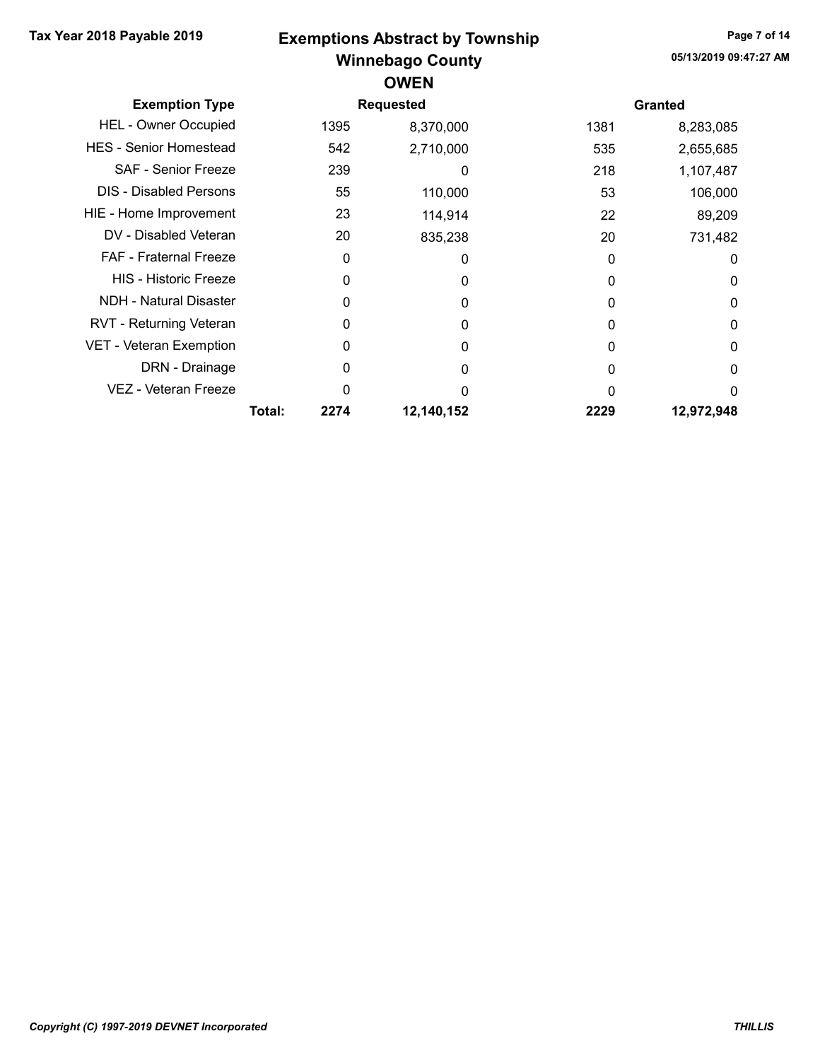# Exemptions Abstract by Township

## Winnebago County

### OWEN

Tax Year 2018 Payable 2019

| Exemption Type | | Requested | | Granted | |
|---|---|---|---|---|---|
| HEL - Owner Occupied | | 1395 | 8,370,000 | 1381 | 8,283,085 |
| HES - Senior Homestead | | 542 | 2,710,000 | 535 | 2,655,685 |
| SAF - Senior Freeze | | 239 | 0 | 218 | 1,107,487 |
| DIS - Disabled Persons | | 55 | 110,000 | 53 | 106,000 |
| HIE - Home Improvement | | 23 | 114,914 | 22 | 89,209 |
| DV - Disabled Veteran | | 20 | 835,238 | 20 | 731,482 |
| FAF - Fraternal Freeze | | 0 | 0 | 0 | 0 |
| HIS - Historic Freeze | | 0 | 0 | 0 | 0 |
| NDH - Natural Disaster | | 0 | 0 | 0 | 0 |
| RVT - Returning Veteran | | 0 | 0 | 0 | 0 |
| VET - Veteran Exemption | | 0 | 0 | 0 | 0 |
| DRN - Drainage | | 0 | 0 | 0 | 0 |
| VEZ - Veteran Freeze | | 0 | 0 | 0 | 0 |
| | **Total:** | **2274** | **12,140,152** | **2229** | **12,972,948** |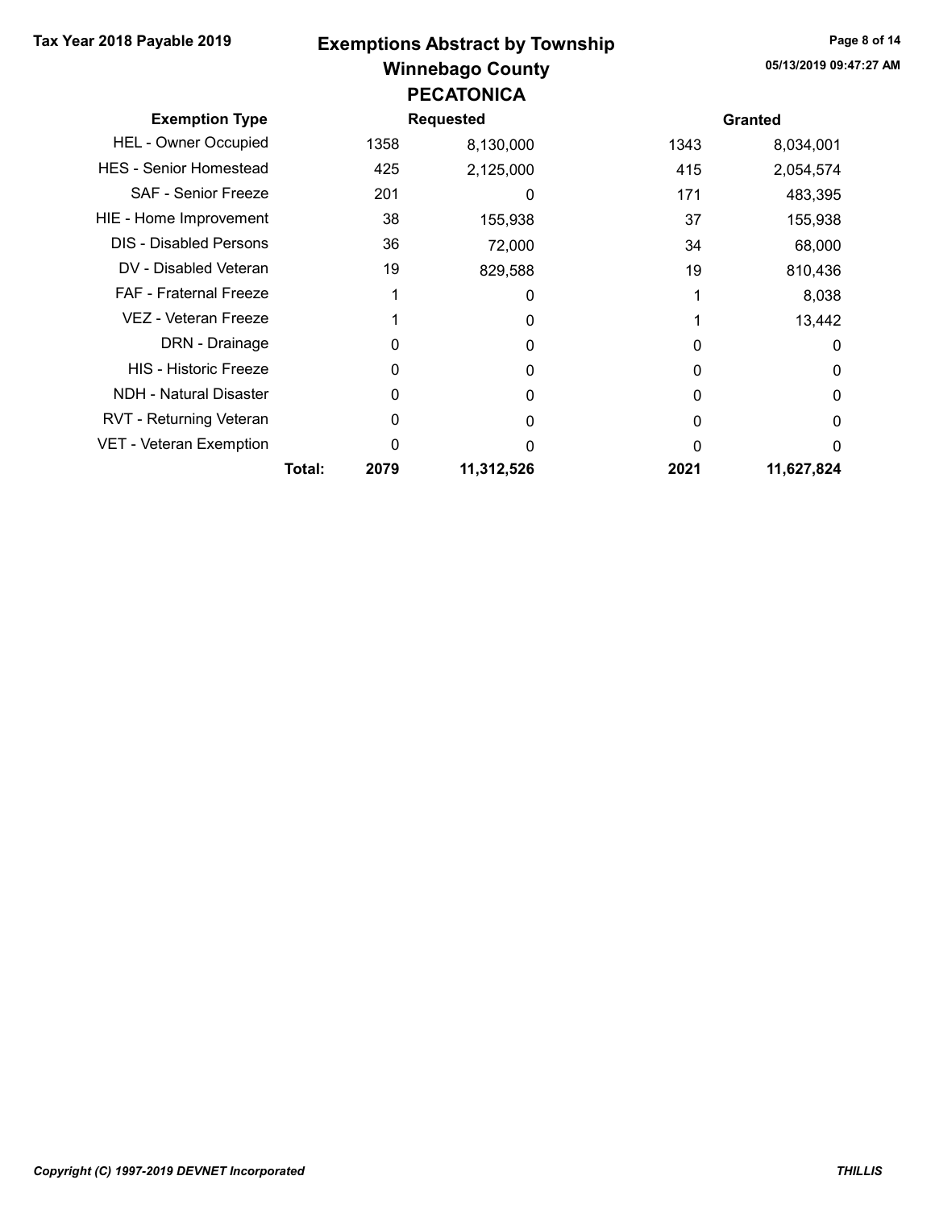# Exemptions Abstract by Township
## Winnebago County
## PECATONICA

Tax Year 2018 Payable 2019

| Exemption Type | | Requested | | Granted | |
|---|---|---|---|---|---|
| HEL - Owner Occupied | | 1358 | 8,130,000 | 1343 | 8,034,001 |
| HES - Senior Homestead | | 425 | 2,125,000 | 415 | 2,054,574 |
| SAF - Senior Freeze | | 201 | 0 | 171 | 483,395 |
| HIE - Home Improvement | | 38 | 155,938 | 37 | 155,938 |
| DIS - Disabled Persons | | 36 | 72,000 | 34 | 68,000 |
| DV - Disabled Veteran | | 19 | 829,588 | 19 | 810,436 |
| FAF - Fraternal Freeze | | 1 | 0 | 1 | 8,038 |
| VEZ - Veteran Freeze | | 1 | 0 | 1 | 13,442 |
| DRN - Drainage | | 0 | 0 | 0 | 0 |
| HIS - Historic Freeze | | 0 | 0 | 0 | 0 |
| NDH - Natural Disaster | | 0 | 0 | 0 | 0 |
| RVT - Returning Veteran | | 0 | 0 | 0 | 0 |
| VET - Veteran Exemption | | 0 | 0 | 0 | 0 |
| | **Total:** | **2079** | **11,312,526** | **2021** | **11,627,824** |

05/13/2019 09:47:27 AM

*Copyright (C) 1997-2019 DEVNET Incorporated*

***THILLIS***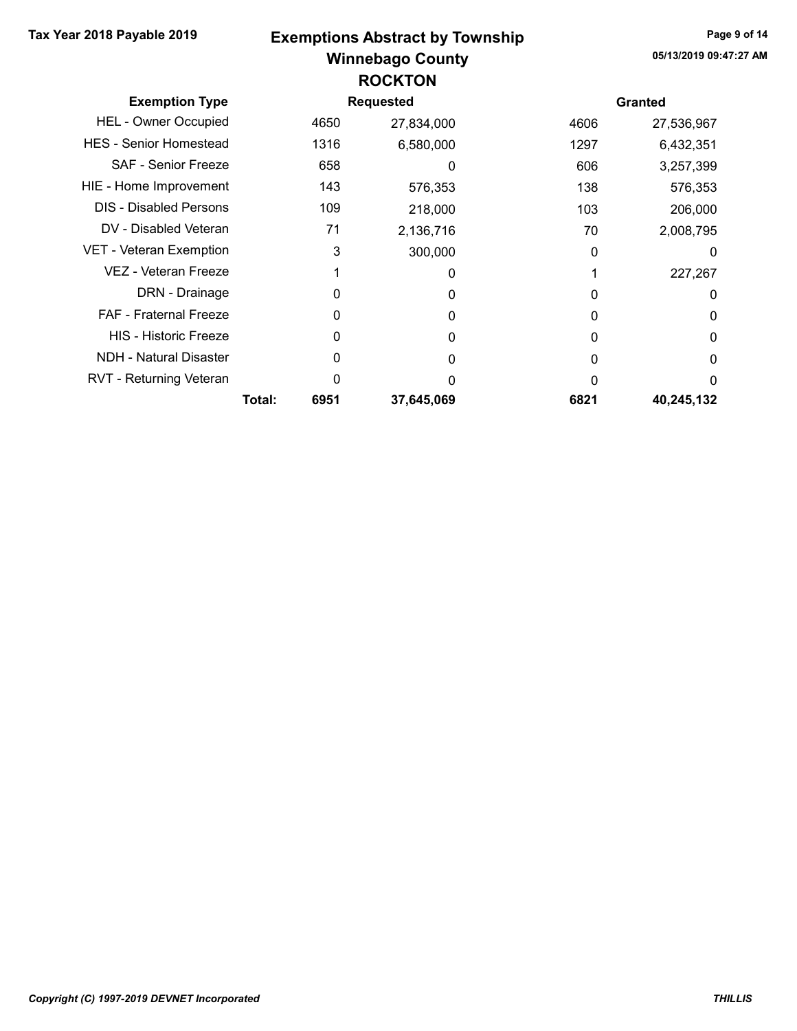# Exemptions Abstract by Township

## Winnebago County

### ROCKTON

Tax Year 2018 Payable 2019

05/13/2019 09:47:27 AM

| Exemption Type | | Requested | | Granted | |
|---|---|---|---|---|---|
| HEL - Owner Occupied | | 4650 | 27,834,000 | 4606 | 27,536,967 |
| HES - Senior Homestead | | 1316 | 6,580,000 | 1297 | 6,432,351 |
| SAF - Senior Freeze | | 658 | 0 | 606 | 3,257,399 |
| HIE - Home Improvement | | 143 | 576,353 | 138 | 576,353 |
| DIS - Disabled Persons | | 109 | 218,000 | 103 | 206,000 |
| DV - Disabled Veteran | | 71 | 2,136,716 | 70 | 2,008,795 |
| VET - Veteran Exemption | | 3 | 300,000 | 0 | 0 |
| VEZ - Veteran Freeze | | 1 | 0 | 1 | 227,267 |
| DRN - Drainage | | 0 | 0 | 0 | 0 |
| FAF - Fraternal Freeze | | 0 | 0 | 0 | 0 |
| HIS - Historic Freeze | | 0 | 0 | 0 | 0 |
| NDH - Natural Disaster | | 0 | 0 | 0 | 0 |
| RVT - Returning Veteran | | 0 | 0 | 0 | 0 |
| | **Total:** | **6951** | **37,645,069** | **6821** | **40,245,132** |

*Copyright (C) 1997-2019 DEVNET Incorporated*

***THILLIS***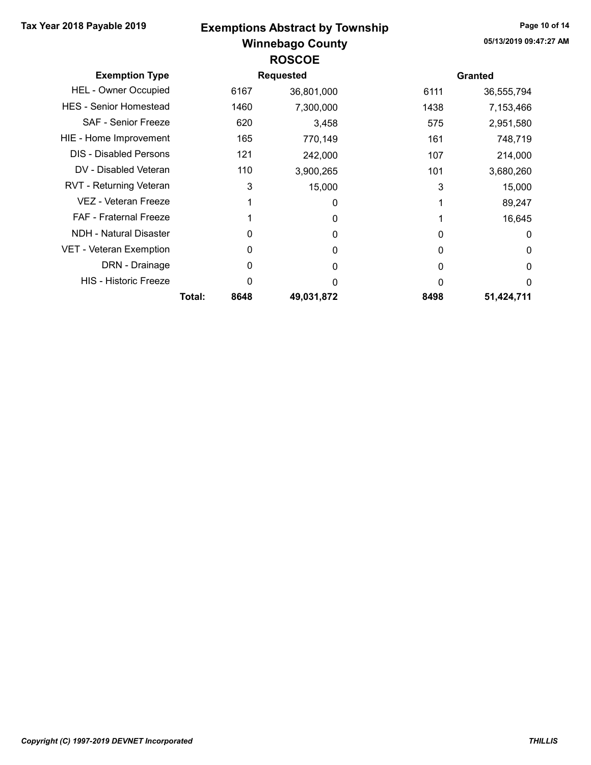Tax Year 2018 Payable 2019

# Exemptions Abstract by Township

## Winnebago County

## ROSCOE

05/13/2019 09:47:27 AM

| Exemption Type | | Requested | | Granted | |
|---|---|---|---|---|---|
| HEL - Owner Occupied | | 6167 | 36,801,000 | 6111 | 36,555,794 |
| HES - Senior Homestead | | 1460 | 7,300,000 | 1438 | 7,153,466 |
| SAF - Senior Freeze | | 620 | 3,458 | 575 | 2,951,580 |
| HIE - Home Improvement | | 165 | 770,149 | 161 | 748,719 |
| DIS - Disabled Persons | | 121 | 242,000 | 107 | 214,000 |
| DV - Disabled Veteran | | 110 | 3,900,265 | 101 | 3,680,260 |
| RVT - Returning Veteran | | 3 | 15,000 | 3 | 15,000 |
| VEZ - Veteran Freeze | | 1 | 0 | 1 | 89,247 |
| FAF - Fraternal Freeze | | 1 | 0 | 1 | 16,645 |
| NDH - Natural Disaster | | 0 | 0 | 0 | 0 |
| VET - Veteran Exemption | | 0 | 0 | 0 | 0 |
| DRN - Drainage | | 0 | 0 | 0 | 0 |
| HIS - Historic Freeze | | 0 | 0 | 0 | 0 |
| | **Total:** | **8648** | **49,031,872** | **8498** | **51,424,711** |

*Copyright (C) 1997-2019 DEVNET Incorporated*

*THILLIS*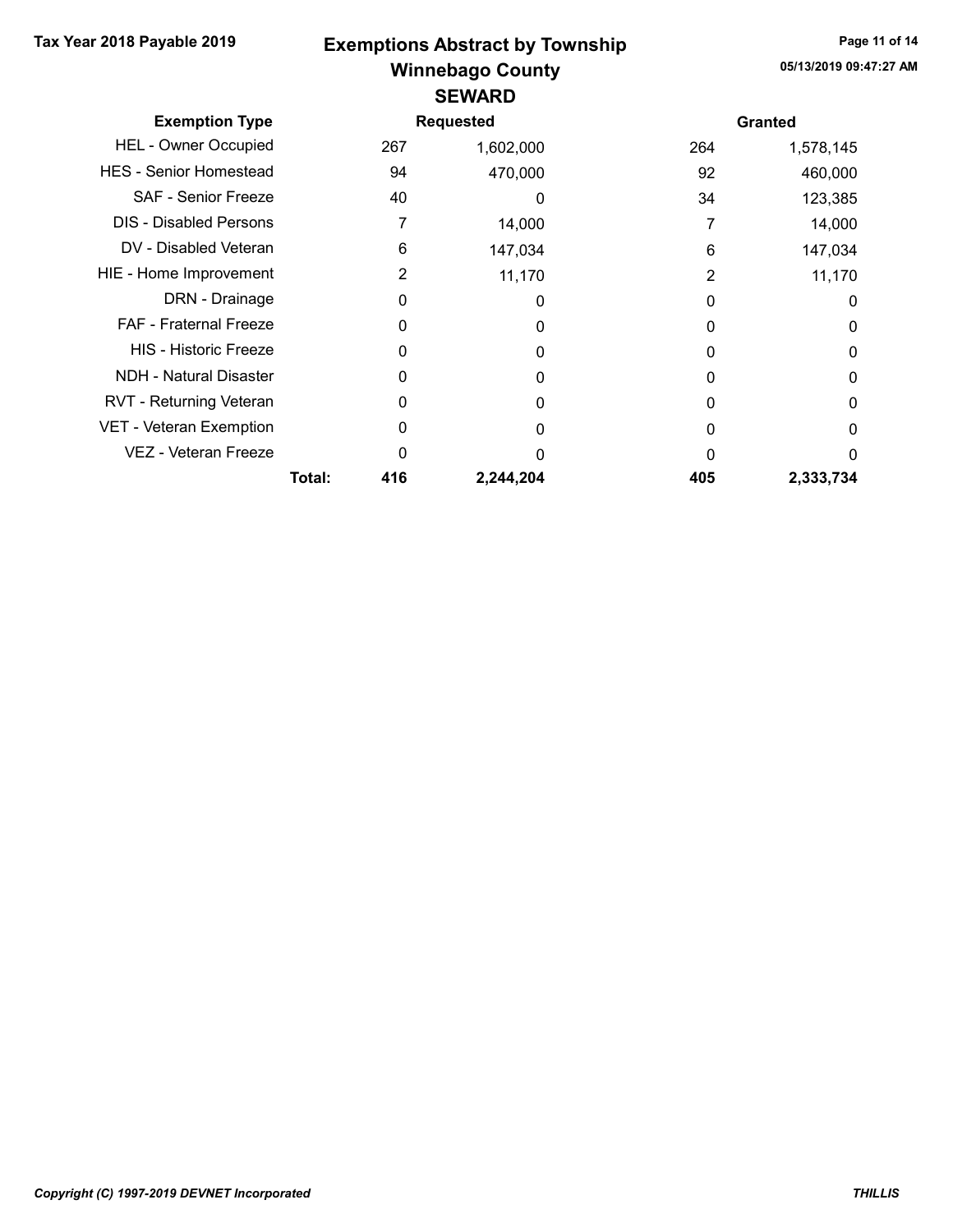# Exemptions Abstract by Township

## Winnebago County

### SEWARD

Tax Year 2018 Payable 2019

05/13/2019 09:47:27 AM

| Exemption Type | | Requested | | Granted | |
|---|---|---|---|---|---|
| HEL - Owner Occupied | | 267 | 1,602,000 | 264 | 1,578,145 |
| HES - Senior Homestead | | 94 | 470,000 | 92 | 460,000 |
| SAF - Senior Freeze | | 40 | 0 | 34 | 123,385 |
| DIS - Disabled Persons | | 7 | 14,000 | 7 | 14,000 |
| DV - Disabled Veteran | | 6 | 147,034 | 6 | 147,034 |
| HIE - Home Improvement | | 2 | 11,170 | 2 | 11,170 |
| DRN - Drainage | | 0 | 0 | 0 | 0 |
| FAF - Fraternal Freeze | | 0 | 0 | 0 | 0 |
| HIS - Historic Freeze | | 0 | 0 | 0 | 0 |
| NDH - Natural Disaster | | 0 | 0 | 0 | 0 |
| RVT - Returning Veteran | | 0 | 0 | 0 | 0 |
| VET - Veteran Exemption | | 0 | 0 | 0 | 0 |
| VEZ - Veteran Freeze | | 0 | 0 | 0 | 0 |
| | **Total:** | **416** | **2,244,204** | **405** | **2,333,734** |

*Copyright (C) 1997-2019 DEVNET Incorporated*

*THILLIS*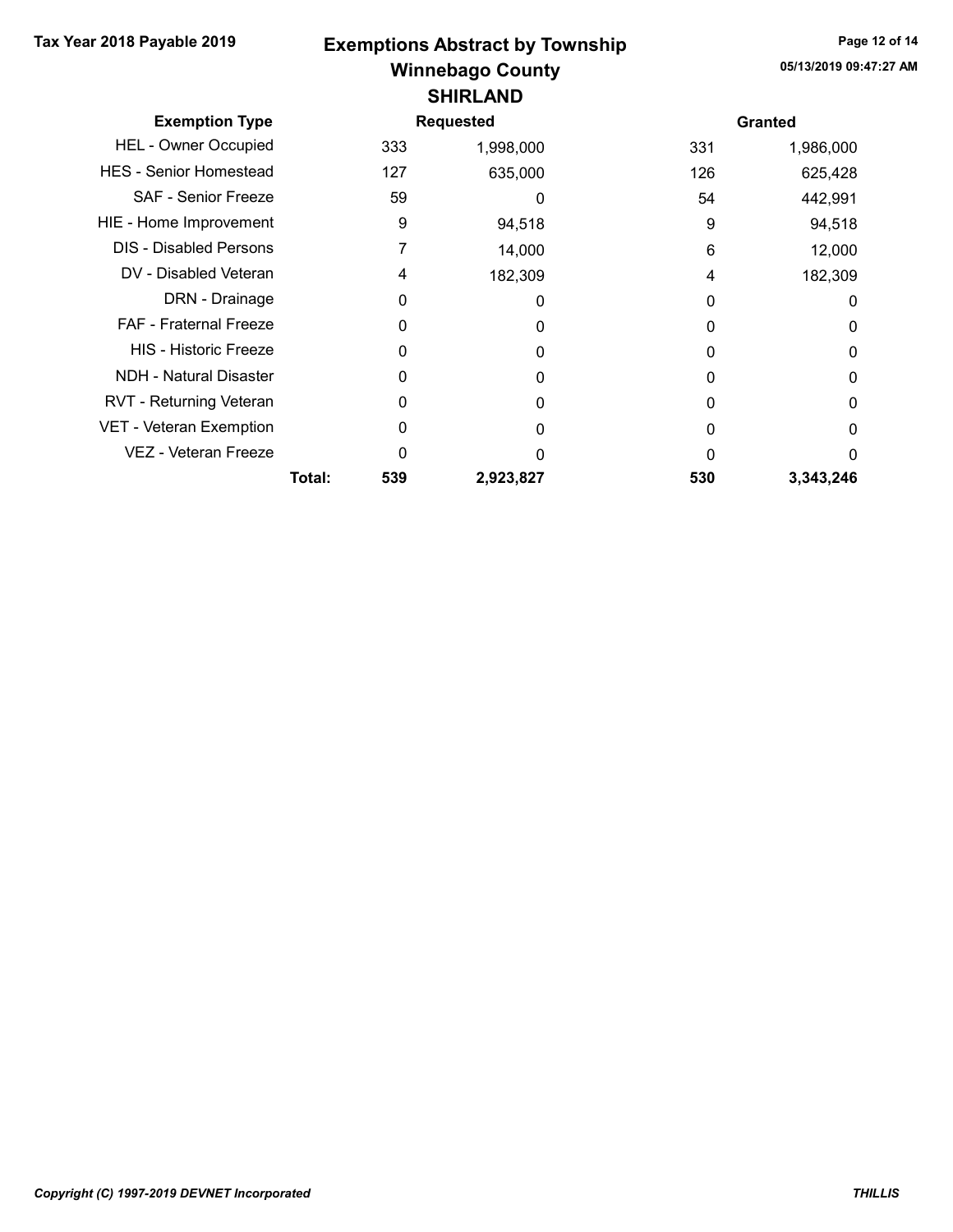# Exemptions Abstract by Township

## Winnebago County

### SHIRLAND

Tax Year 2018 Payable 2019

| Exemption Type | | Requested | | Granted | |
|---|---|---|---|---|---|
| HEL - Owner Occupied | | 333 | 1,998,000 | 331 | 1,986,000 |
| HES - Senior Homestead | | 127 | 635,000 | 126 | 625,428 |
| SAF - Senior Freeze | | 59 | 0 | 54 | 442,991 |
| HIE - Home Improvement | | 9 | 94,518 | 9 | 94,518 |
| DIS - Disabled Persons | | 7 | 14,000 | 6 | 12,000 |
| DV - Disabled Veteran | | 4 | 182,309 | 4 | 182,309 |
| DRN - Drainage | | 0 | 0 | 0 | 0 |
| FAF - Fraternal Freeze | | 0 | 0 | 0 | 0 |
| HIS - Historic Freeze | | 0 | 0 | 0 | 0 |
| NDH - Natural Disaster | | 0 | 0 | 0 | 0 |
| RVT - Returning Veteran | | 0 | 0 | 0 | 0 |
| VET - Veteran Exemption | | 0 | 0 | 0 | 0 |
| VEZ - Veteran Freeze | | 0 | 0 | 0 | 0 |
| | **Total:** | **539** | **2,923,827** | **530** | **3,343,246** |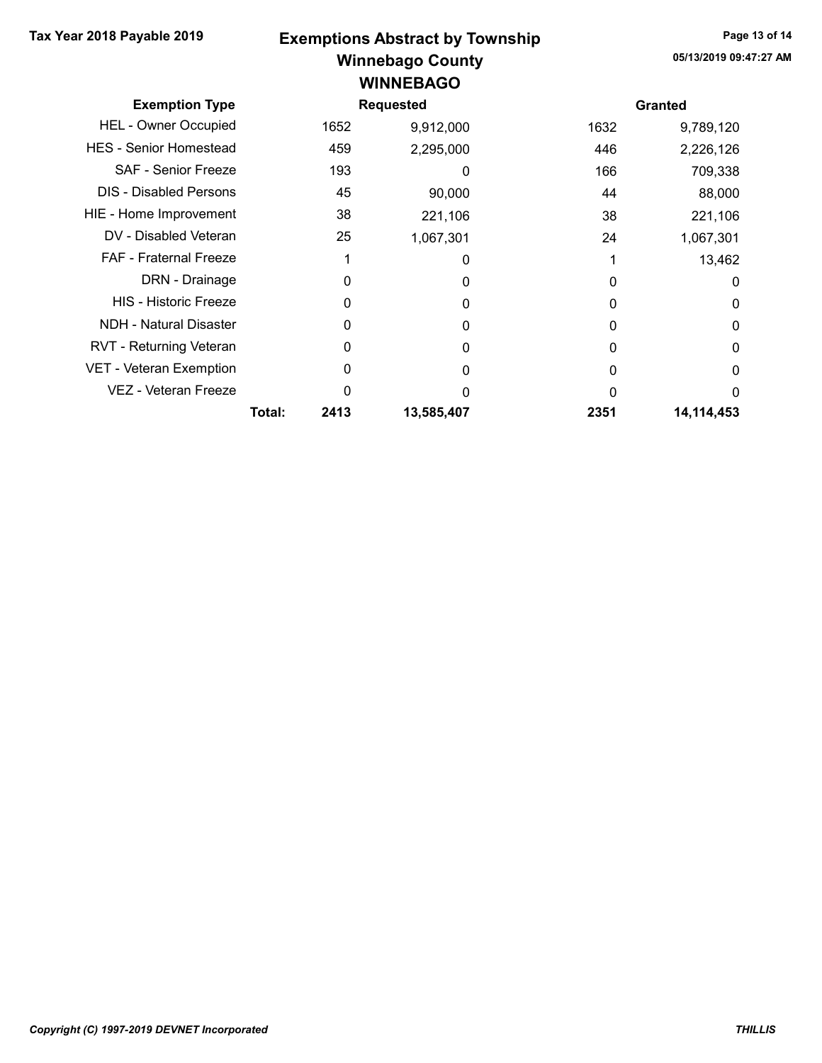Tax Year 2018 Payable 2019

# Exemptions Abstract by Township
## Winnebago County
### WINNEBAGO

05/13/2019 09:47:27 AM

| Exemption Type | | Requested | | Granted | |
|---|---|---|---|---|---|
| HEL - Owner Occupied | | 1652 | 9,912,000 | 1632 | 9,789,120 |
| HES - Senior Homestead | | 459 | 2,295,000 | 446 | 2,226,126 |
| SAF - Senior Freeze | | 193 | 0 | 166 | 709,338 |
| DIS - Disabled Persons | | 45 | 90,000 | 44 | 88,000 |
| HIE - Home Improvement | | 38 | 221,106 | 38 | 221,106 |
| DV - Disabled Veteran | | 25 | 1,067,301 | 24 | 1,067,301 |
| FAF - Fraternal Freeze | | 1 | 0 | 1 | 13,462 |
| DRN - Drainage | | 0 | 0 | 0 | 0 |
| HIS - Historic Freeze | | 0 | 0 | 0 | 0 |
| NDH - Natural Disaster | | 0 | 0 | 0 | 0 |
| RVT - Returning Veteran | | 0 | 0 | 0 | 0 |
| VET - Veteran Exemption | | 0 | 0 | 0 | 0 |
| VEZ - Veteran Freeze | | 0 | 0 | 0 | 0 |
| | **Total:** | **2413** | **13,585,407** | **2351** | **14,114,453** |

*Copyright (C) 1997-2019 DEVNET Incorporated*

***THILLIS***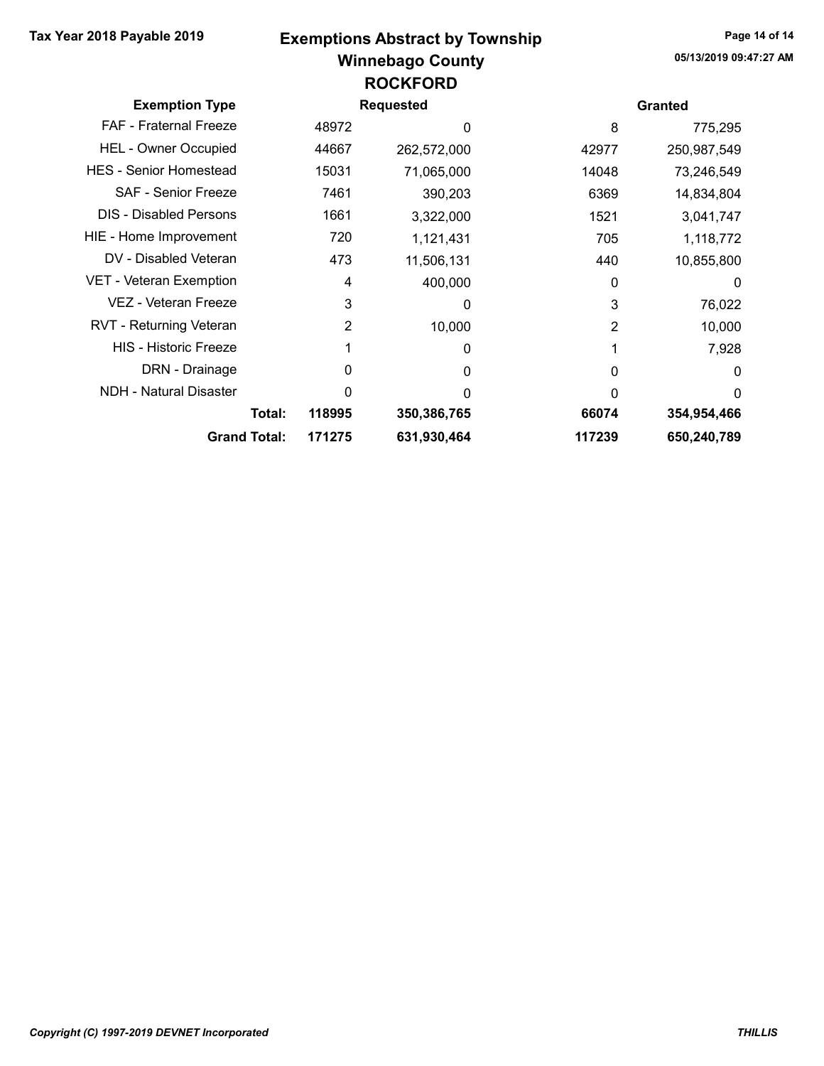# Exemptions Abstract by Township

## Winnebago County

### ROCKFORD

| Exemption Type | Requested | | Granted | |
|---|---|---|---|---|
| FAF - Fraternal Freeze | 48972 | 0 | 8 | 775,295 |
| HEL - Owner Occupied | 44667 | 262,572,000 | 42977 | 250,987,549 |
| HES - Senior Homestead | 15031 | 71,065,000 | 14048 | 73,246,549 |
| SAF - Senior Freeze | 7461 | 390,203 | 6369 | 14,834,804 |
| DIS - Disabled Persons | 1661 | 3,322,000 | 1521 | 3,041,747 |
| HIE - Home Improvement | 720 | 1,121,431 | 705 | 1,118,772 |
| DV - Disabled Veteran | 473 | 11,506,131 | 440 | 10,855,800 |
| VET - Veteran Exemption | 4 | 400,000 | 0 | 0 |
| VEZ - Veteran Freeze | 3 | 0 | 3 | 76,022 |
| RVT - Returning Veteran | 2 | 10,000 | 2 | 10,000 |
| HIS - Historic Freeze | 1 | 0 | 1 | 7,928 |
| DRN - Drainage | 0 | 0 | 0 | 0 |
| NDH - Natural Disaster | 0 | 0 | 0 | 0 |
| **Total:** | **118995** | **350,386,765** | **66074** | **354,954,466** |
| **Grand Total:** | **171275** | **631,930,464** | **117239** | **650,240,789** |